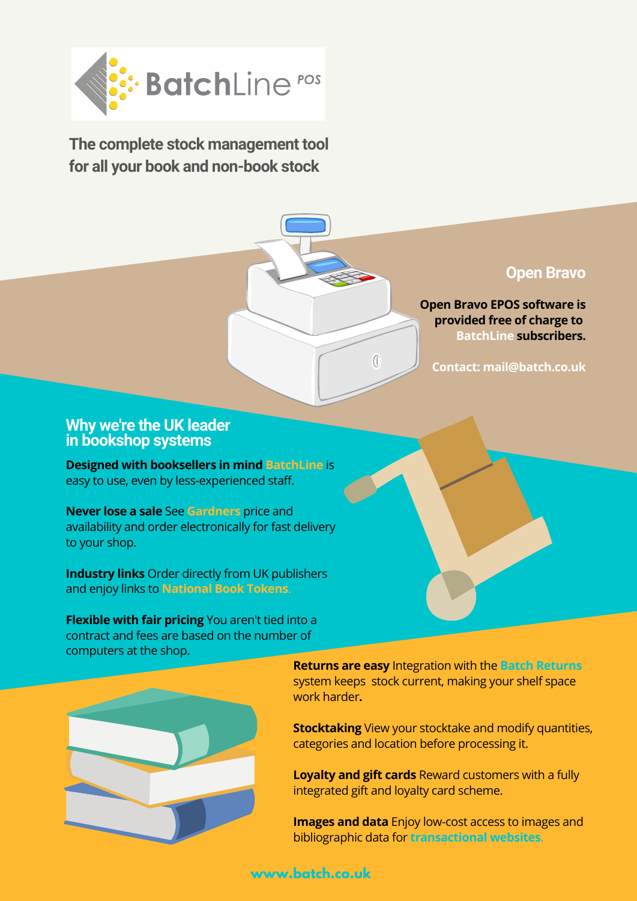# BatchLine POS

**The complete stock management tool for all your book and non-book stock**

## Open Bravo

**Open Bravo EPOS software is provided free of charge to BatchLine subscribers.**

**Contact: mail@batch.co.uk**

## Why we're the UK leader in bookshop systems

**Designed with booksellers in mind** BatchLine is easy to use, even by less-experienced staff.

**Never lose a sale** See Gardners price and availability and order electronically for fast delivery to your shop.

**Industry links** Order directly from UK publishers and enjoy links to National Book Tokens.

**Flexible with fair pricing** You aren't tied into a contract and fees are based on the number of computers at the shop.

**Returns are easy** Integration with the Batch Returns system keeps stock current, making your shelf space work harder.

**Stocktaking** View your stocktake and modify quantities, categories and location before processing it.

**Loyalty and gift cards** Reward customers with a fully integrated gift and loyalty card scheme.

**Images and data** Enjoy low-cost access to images and bibliographic data for transactional websites.

www.batch.co.uk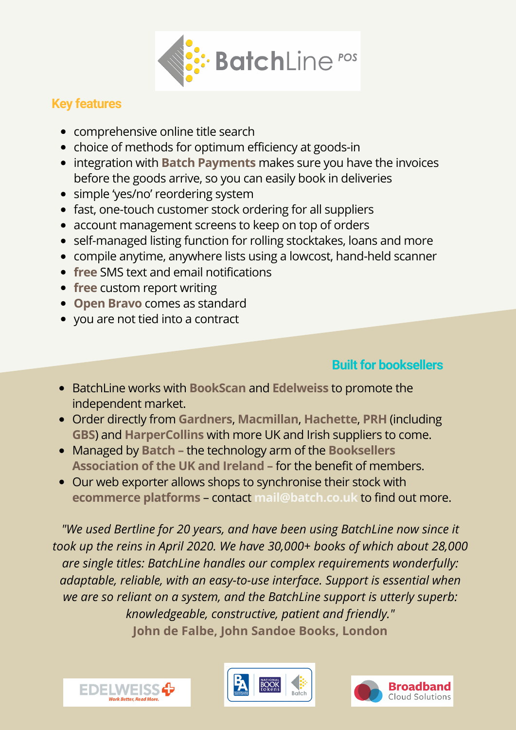BatchLine POS

## Key features

- comprehensive online title search
- choice of methods for optimum efficiency at goods-in
- integration with **Batch Payments** makes sure you have the invoices before the goods arrive, so you can easily book in deliveries
- simple 'yes/no' reordering system
- fast, one-touch customer stock ordering for all suppliers
- account management screens to keep on top of orders
- self-managed listing function for rolling stocktakes, loans and more
- compile anytime, anywhere lists using a lowcost, hand-held scanner
- **free** SMS text and email notifications
- **free** custom report writing
- **Open Bravo** comes as standard
- you are not tied into a contract

## Built for booksellers

- BatchLine works with **BookScan** and **Edelweiss** to promote the independent market.
- Order directly from **Gardners**, **Macmillan**, **Hachette**, **PRH** (including **GBS**) and **HarperCollins** with more UK and Irish suppliers to come.
- Managed by **Batch** – the technology arm of the **Booksellers Association of the UK and Ireland** – for the benefit of members.
- Our web exporter allows shops to synchronise their stock with **ecommerce platforms** – contact **mail@batch.co.uk** to find out more.

*"We used Bertline for 20 years, and have been using BatchLine now since it took up the reins in April 2020. We have 30,000+ books of which about 28,000 are single titles: BatchLine handles our complex requirements wonderfully: adaptable, reliable, with an easy-to-use interface. Support is essential when we are so reliant on a system, and the BatchLine support is utterly superb: knowledgeable, constructive, patient and friendly."*

**John de Falbe, John Sandoe Books, London**

EDELWEISS Work Better, Read More.

Batch

Broadband Cloud Solutions